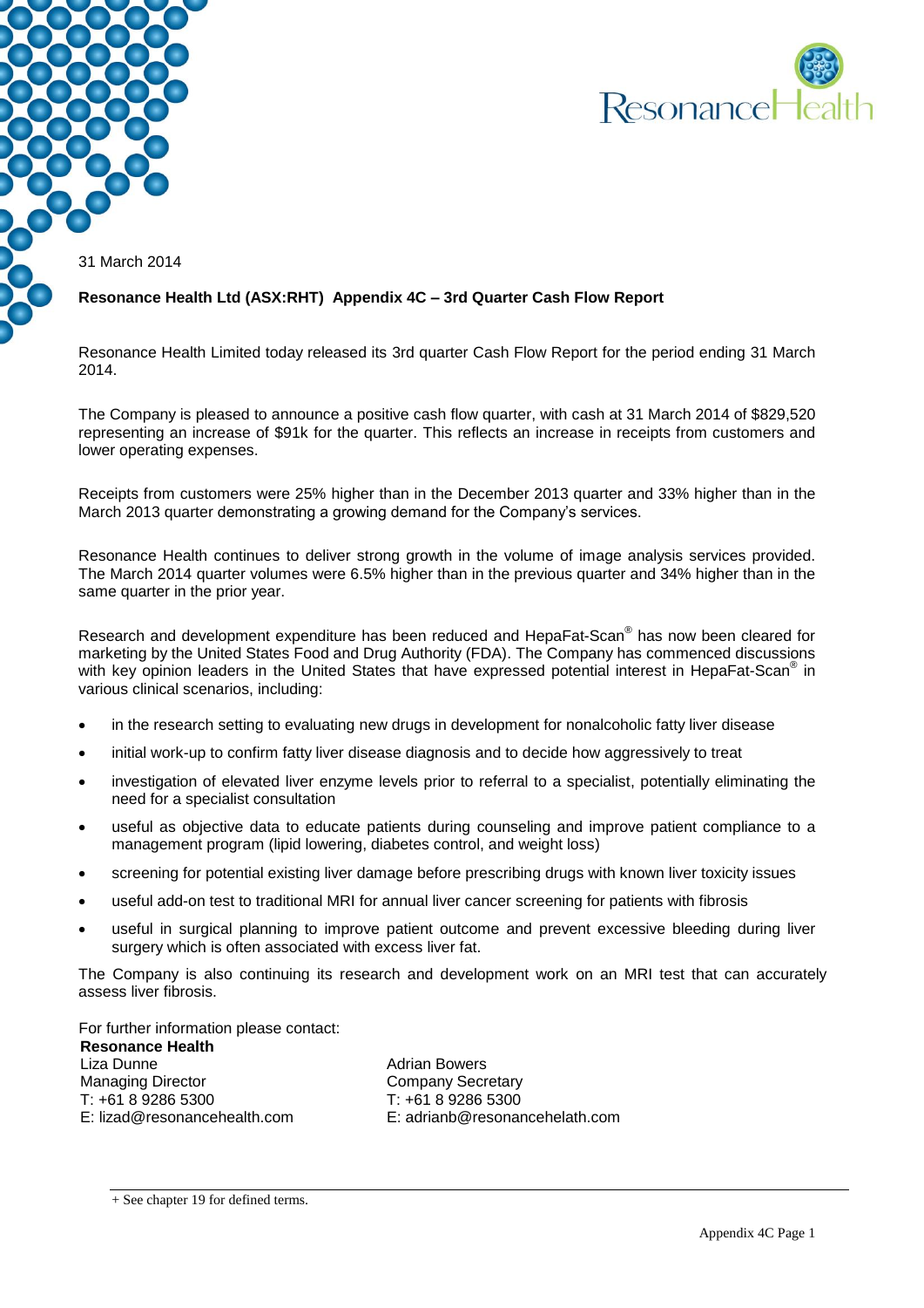31 March 2014

**Resonance Health Ltd (ASX:RHT) Appendix 4C – 3rd Quarter Cash Flow Report**

Resonance Health Limited today released its 3rd quarter Cash Flow Report for the period ending 31 March 2014.

The Company is pleased to announce a positive cash flow quarter, with cash at 31 March 2014 of $829,520 representing an increase of $91k for the quarter. This reflects an increase in receipts from customers and lower operating expenses.

Receipts from customers were 25% higher than in the December 2013 quarter and 33% higher than in the March 2013 quarter demonstrating a growing demand for the Company's services.

Resonance Health continues to deliver strong growth in the volume of image analysis services provided. The March 2014 quarter volumes were 6.5% higher than in the previous quarter and 34% higher than in the same quarter in the prior year.

Research and development expenditure has been reduced and HepaFat-Scan® has now been cleared for marketing by the United States Food and Drug Authority (FDA). The Company has commenced discussions with key opinion leaders in the United States that have expressed potential interest in HepaFat-Scan® in various clinical scenarios, including:

- in the research setting to evaluating new drugs in development for nonalcoholic fatty liver disease
- initial work-up to confirm fatty liver disease diagnosis and to decide how aggressively to treat
- investigation of elevated liver enzyme levels prior to referral to a specialist, potentially eliminating the need for a specialist consultation
- useful as objective data to educate patients during counseling and improve patient compliance to a management program (lipid lowering, diabetes control, and weight loss)
- screening for potential existing liver damage before prescribing drugs with known liver toxicity issues
- useful add-on test to traditional MRI for annual liver cancer screening for patients with fibrosis
- useful in surgical planning to improve patient outcome and prevent excessive bleeding during liver surgery which is often associated with excess liver fat.

The Company is also continuing its research and development work on an MRI test that can accurately assess liver fibrosis.

For further information please contact:

**Resonance Health**

Liza Dunne
Managing Director
T: +61 8 9286 5300
E: lizad@resonancehealth.com

Adrian Bowers
Company Secretary
T: +61 8 9286 5300
E: adrianb@resonancehelath.com

+ See chapter 19 for defined terms.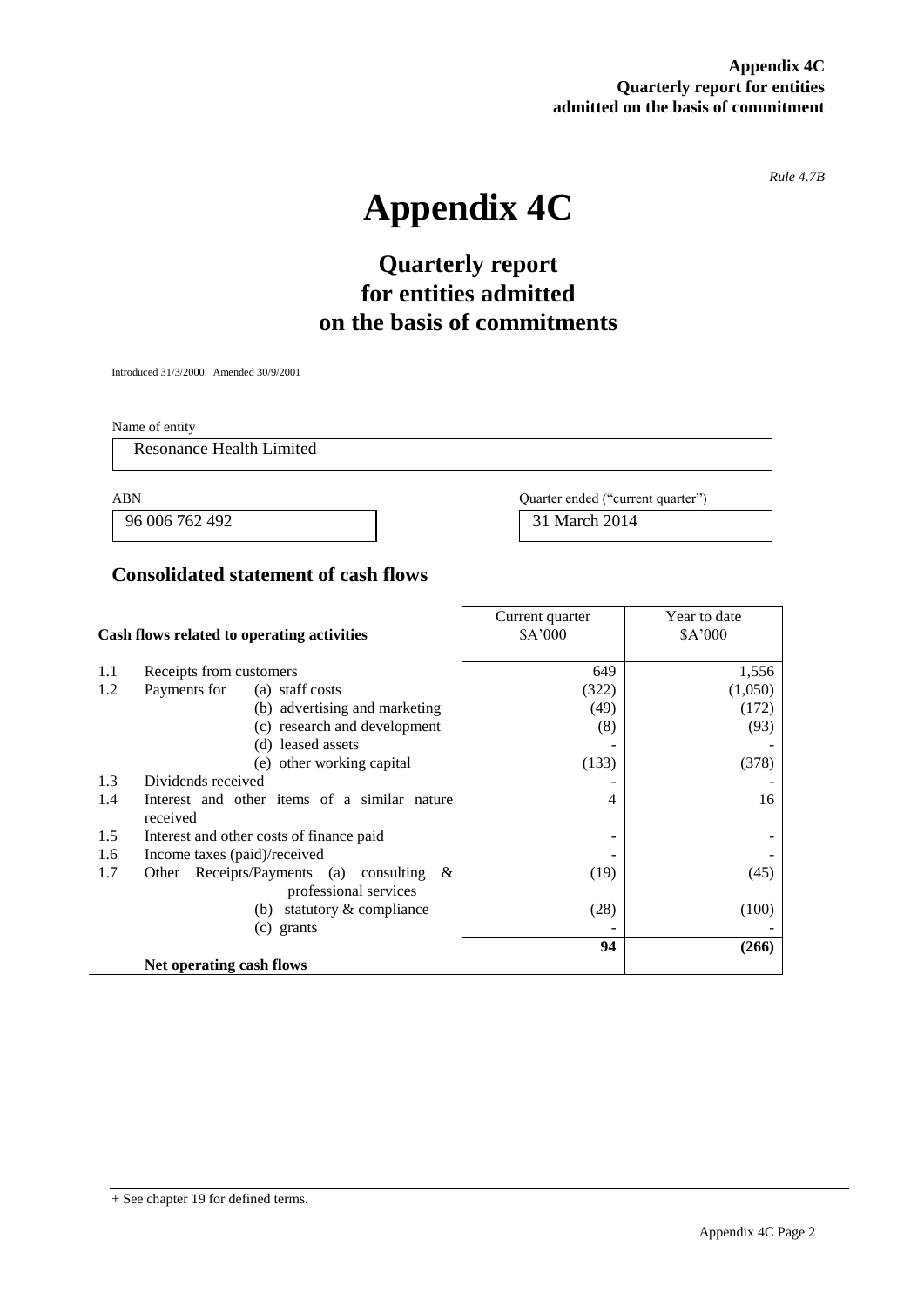**Appendix 4C**
**Quarterly report for entities admitted on the basis of commitment**

*Rule 4.7B*

# Appendix 4C

## Quarterly report for entities admitted on the basis of commitments

Introduced 31/3/2000. Amended 30/9/2001

Name of entity

| |
|---|
| Resonance Health Limited |

| ABN | Quarter ended ("current quarter") |
|---|---|
| 96 006 762 492 | 31 March 2014 |

## Consolidated statement of cash flows

| | Cash flows related to operating activities | Current quarter $A'000 | Year to date $A'000 |
|---|---|---|---|
| 1.1 | Receipts from customers | 649 | 1,556 |
| 1.2 | Payments for (a) staff costs | (322) | (1,050) |
| | (b) advertising and marketing | (49) | (172) |
| | (c) research and development | (8) | (93) |
| | (d) leased assets | - | - |
| | (e) other working capital | (133) | (378) |
| 1.3 | Dividends received | - | - |
| 1.4 | Interest and other items of a similar nature received | 4 | 16 |
| 1.5 | Interest and other costs of finance paid | - | - |
| 1.6 | Income taxes (paid)/received | - | - |
| 1.7 | Other Receipts/Payments (a) consulting & professional services | (19) | (45) |
| | (b) statutory & compliance | (28) | (100) |
| | (c) grants | - | - |
| | **Net operating cash flows** | **94** | **(266)** |

+ See chapter 19 for defined terms.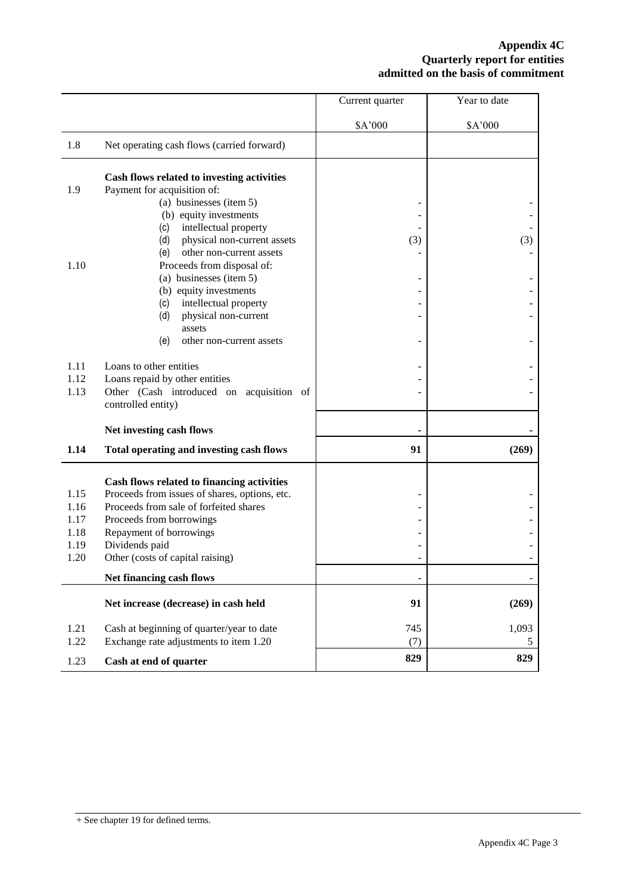| | | Current quarter | Year to date |
|---|---|---|---|
| | | $A'000 | $A'000 |
| 1.8 | Net operating cash flows (carried forward) | | |
| | **Cash flows related to investing activities** | | |
| 1.9 | Payment for acquisition of: | | |
| | (a) businesses (item 5) | - | - |
| | (b) equity investments | - | - |
| | (c) intellectual property | - | - |
| | (d) physical non-current assets | (3) | (3) |
| | (e) other non-current assets | - | - |
| 1.10 | Proceeds from disposal of: | | |
| | (a) businesses (item 5) | - | - |
| | (b) equity investments | - | - |
| | (c) intellectual property | - | - |
| | (d) physical non-current assets | - | - |
| | (e) other non-current assets | - | - |
| 1.11 | Loans to other entities | - | - |
| 1.12 | Loans repaid by other entities | - | - |
| 1.13 | Other (Cash introduced on acquisition of controlled entity) | - | - |
| | **Net investing cash flows** | **-** | **-** |
| **1.14** | **Total operating and investing cash flows** | **91** | **(269)** |
| | **Cash flows related to financing activities** | | |
| 1.15 | Proceeds from issues of shares, options, etc. | - | - |
| 1.16 | Proceeds from sale of forfeited shares | - | - |
| 1.17 | Proceeds from borrowings | - | - |
| 1.18 | Repayment of borrowings | - | - |
| 1.19 | Dividends paid | - | - |
| 1.20 | Other (costs of capital raising) | - | - |
| | **Net financing cash flows** | - | - |
| | **Net increase (decrease) in cash held** | **91** | **(269)** |
| 1.21 | Cash at beginning of quarter/year to date | 745 | 1,093 |
| 1.22 | Exchange rate adjustments to item 1.20 | (7) | 5 |
| 1.23 | **Cash at end of quarter** | **829** | **829** |

+ See chapter 19 for defined terms.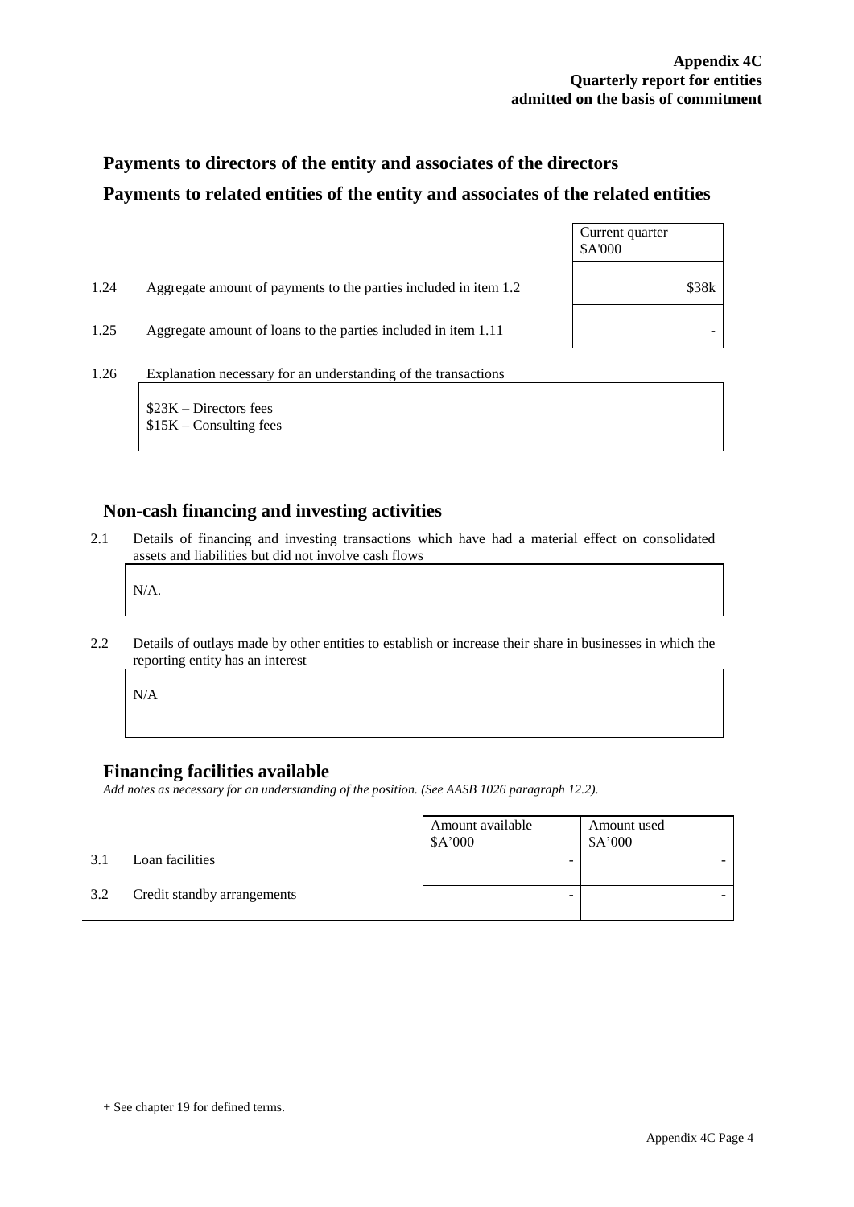## Payments to directors of the entity and associates of the directors

## Payments to related entities of the entity and associates of the related entities

| | | Current quarter $A'000 |
|---|---|---|
| 1.24 | Aggregate amount of payments to the parties included in item 1.2 | $38k |
| 1.25 | Aggregate amount of loans to the parties included in item 1.11 | - |

1.26 Explanation necessary for an understanding of the transactions

$23K – Directors fees
$15K – Consulting fees

## Non-cash financing and investing activities

2.1 Details of financing and investing transactions which have had a material effect on consolidated assets and liabilities but did not involve cash flows

N/A.

2.2 Details of outlays made by other entities to establish or increase their share in businesses in which the reporting entity has an interest

N/A

## Financing facilities available

*Add notes as necessary for an understanding of the position. (See AASB 1026 paragraph 12.2).*

| | | Amount available $A'000 | Amount used $A'000 |
|---|---|---|---|
| 3.1 | Loan facilities | - | - |
| 3.2 | Credit standby arrangements | - | - |

+ See chapter 19 for defined terms.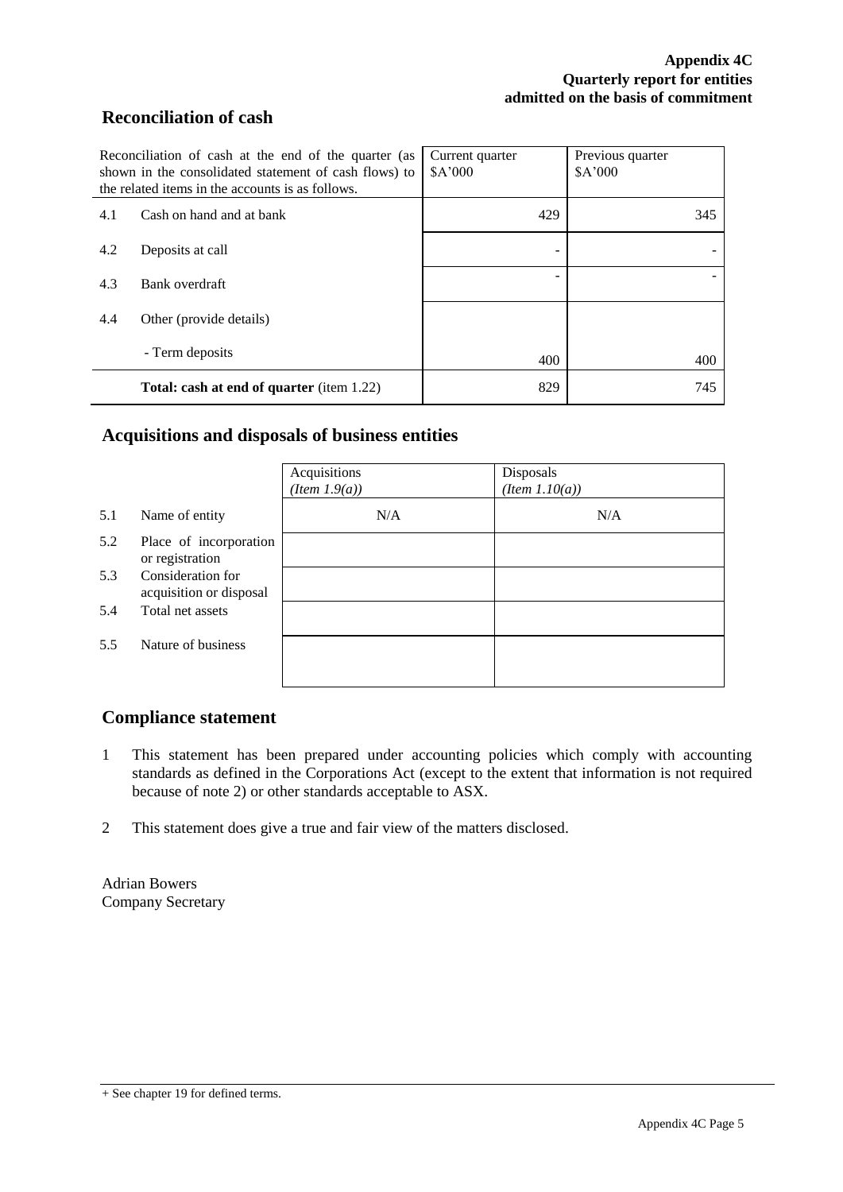## Reconciliation of cash

| Reconciliation of cash at the end of the quarter (as shown in the consolidated statement of cash flows) to the related items in the accounts is as follows. | | Current quarter $A'000 | Previous quarter $A'000 |
|---|---|---|---|
| 4.1 | Cash on hand and at bank | 429 | 345 |
| 4.2 | Deposits at call | - | - |
| 4.3 | Bank overdraft | - | - |
| 4.4 | Other (provide details) | | |
| | - Term deposits | 400 | 400 |
| | **Total: cash at end of quarter** (item 1.22) | 829 | 745 |

## Acquisitions and disposals of business entities

| | | Acquisitions *(Item 1.9(a))* | Disposals *(Item 1.10(a))* |
|---|---|---|---|
| 5.1 | Name of entity | N/A | N/A |
| 5.2 | Place of incorporation or registration | | |
| 5.3 | Consideration for acquisition or disposal | | |
| 5.4 | Total net assets | | |
| 5.5 | Nature of business | | |

## Compliance statement

1. This statement has been prepared under accounting policies which comply with accounting standards as defined in the Corporations Act (except to the extent that information is not required because of note 2) or other standards acceptable to ASX.

2. This statement does give a true and fair view of the matters disclosed.

Adrian Bowers
Company Secretary

+ See chapter 19 for defined terms.